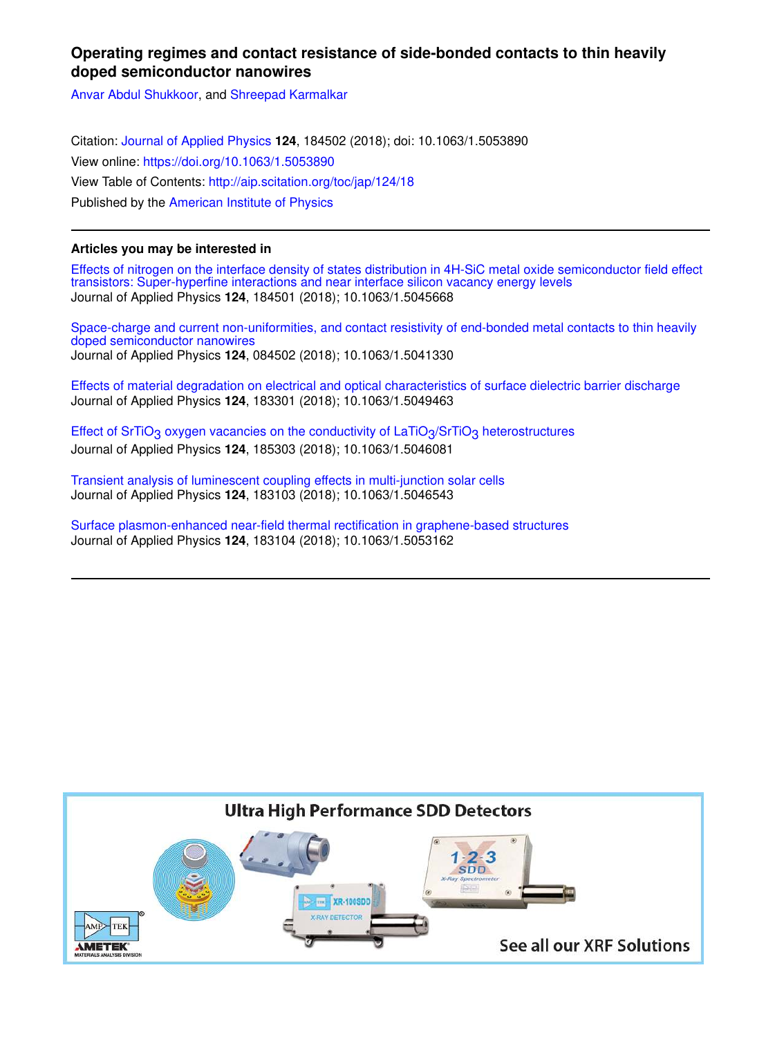# Operating regimes and contact resistance of side-bonded contacts to thin heavily doped semiconductor nanowires

Anvar Abdul Shukkoor, and Shreepad Karmalkar

Citation: Journal of Applied Physics **124**, 184502 (2018); doi: 10.1063/1.5053890

View online: https://doi.org/10.1063/1.5053890

View Table of Contents: http://aip.scitation.org/toc/jap/124/18

Published by the American Institute of Physics

---

**Articles you may be interested in**

Effects of nitrogen on the interface density of states distribution in 4H-SiC metal oxide semiconductor field effect transistors: Super-hyperfine interactions and near interface silicon vacancy energy levels
Journal of Applied Physics **124**, 184501 (2018); 10.1063/1.5045668

Space-charge and current non-uniformities, and contact resistivity of end-bonded metal contacts to thin heavily doped semiconductor nanowires
Journal of Applied Physics **124**, 084502 (2018); 10.1063/1.5041330

Effects of material degradation on electrical and optical characteristics of surface dielectric barrier discharge
Journal of Applied Physics **124**, 183301 (2018); 10.1063/1.5049463

Effect of $SrTiO_3$ oxygen vacancies on the conductivity of $LaTiO_3/SrTiO_3$ heterostructures
Journal of Applied Physics **124**, 185303 (2018); 10.1063/1.5046081

Transient analysis of luminescent coupling effects in multi-junction solar cells
Journal of Applied Physics **124**, 183103 (2018); 10.1063/1.5046543

Surface plasmon-enhanced near-field thermal rectification in graphene-based structures
Journal of Applied Physics **124**, 183104 (2018); 10.1063/1.5053162

---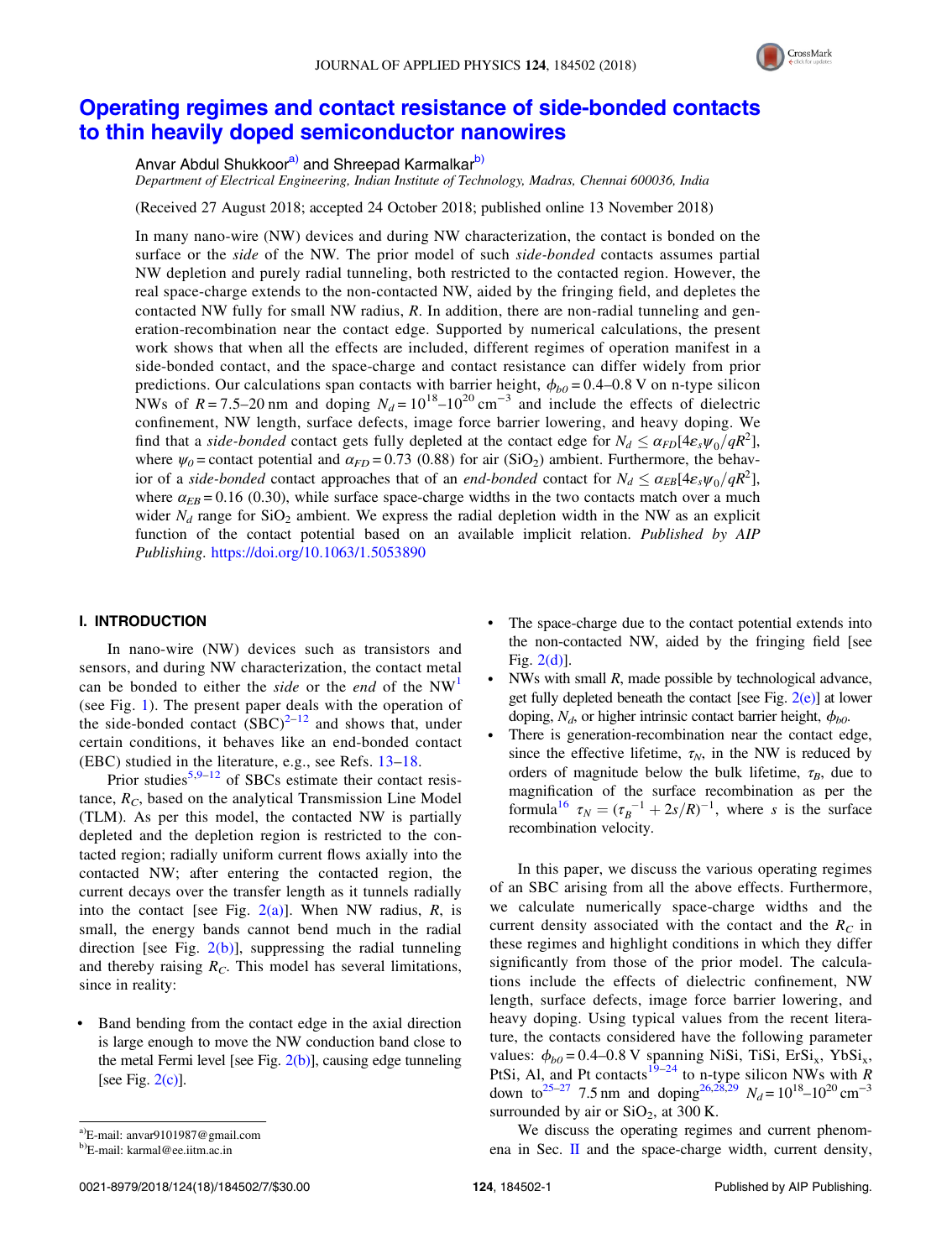# Operating regimes and contact resistance of side-bonded contacts to thin heavily doped semiconductor nanowires

Anvar Abdul Shukkoor[a] and Shreepad Karmalkar[b]

*Department of Electrical Engineering, Indian Institute of Technology, Madras, Chennai 600036, India*

(Received 27 August 2018; accepted 24 October 2018; published online 13 November 2018)

In many nano-wire (NW) devices and during NW characterization, the contact is bonded on the surface or the *side* of the NW. The prior model of such *side-bonded* contacts assumes partial NW depletion and purely radial tunneling, both restricted to the contacted region. However, the real space-charge extends to the non-contacted NW, aided by the fringing field, and depletes the contacted NW fully for small NW radius, $R$. In addition, there are non-radial tunneling and generation-recombination near the contact edge. Supported by numerical calculations, the present work shows that when all the effects are included, different regimes of operation manifest in a side-bonded contact, and the space-charge and contact resistance can differ widely from prior predictions. Our calculations span contacts with barrier height, $\phi_{b0} = 0.4$–$0.8$ V on n-type silicon NWs of $R = 7.5$–$20$ nm and doping $N_d = 10^{18}$–$10^{20}\,\mathrm{cm^{-3}}$ and include the effects of dielectric confinement, NW length, surface defects, image force barrier lowering, and heavy doping. We find that a *side-bonded* contact gets fully depleted at the contact edge for $N_d \leq \alpha_{FD}[4\varepsilon_s\psi_0/qR^2]$, where $\psi_0$ = contact potential and $\alpha_{FD} = 0.73$ (0.88) for air ($SiO_2$) ambient. Furthermore, the behavior of a *side-bonded* contact approaches that of an *end-bonded* contact for $N_d \leq \alpha_{EB}[4\varepsilon_s\psi_0/qR^2]$, where $\alpha_{EB} = 0.16$ (0.30), while surface space-charge widths in the two contacts match over a much wider $N_d$ range for $SiO_2$ ambient. We express the radial depletion width in the NW as an explicit function of the contact potential based on an available implicit relation. *Published by AIP Publishing.* https://doi.org/10.1063/1.5053890

## I. INTRODUCTION

In nano-wire (NW) devices such as transistors and sensors, and during NW characterization, the contact metal can be bonded on either the *side* or the *end* of the NW[1] (see Fig. 1). The present paper deals with the operation of the side-bonded contact (SBC)[2–12] and shows that, under certain conditions, it behaves like an end-bonded contact (EBC) studied in the literature, e.g., see Refs. 13–18.

Prior studies[5,9–12] of SBCs estimate their contact resistance, $R_C$, based on the analytical Transmission Line Model (TLM). As per this model, the contacted NW is partially depleted and the depletion region is restricted to the contacted region; radially uniform current flows axially into the contacted NW; after entering the contacted region, the current decays over the transfer length as it tunnels radially into the contact [see Fig. 2(a)]. When NW radius, $R$, is small, the energy bands cannot bend much in the radial direction [see Fig. 2(b)], suppressing the radial tunneling and thereby raising $R_C$. This model has several limitations, since in reality:

- Band bending from the contact edge in the axial direction is large enough to move the NW conduction band close to the metal Fermi level [see Fig. 2(b)], causing edge tunneling [see Fig. 2(c)].
- The space-charge due to the contact potential extends into the non-contacted NW, aided by the fringing field [see Fig. 2(d)].
- NWs with small $R$, made possible by technological advance, get fully depleted beneath the contact [see Fig. 2(e)] at lower doping, $N_d$, or higher intrinsic contact barrier height, $\phi_{b0}$.
- There is generation-recombination near the contact edge, since the effective lifetime, $\tau_N$, in the NW is reduced by orders of magnitude below the bulk lifetime, $\tau_B$, due to magnification of the surface recombination as per the formula[16] $\tau_N = (\tau_B^{-1} + 2s/R)^{-1}$, where $s$ is the surface recombination velocity.

In this paper, we discuss the various operating regimes of an SBC arising from all the above effects. Furthermore, we calculate numerically space-charge widths and the current density associated with the contact and the $R_C$ in these regimes and highlight conditions in which they differ significantly from those of the prior model. The calculations include the effects of dielectric confinement, NW length, surface defects, image force barrier lowering, and heavy doping. Using typical values from the recent literature, the contacts considered have the following parameter values: $\phi_{b0} = 0.4$–$0.8$ V spanning NiSi, TiSi, $ErSi_x$, $YbSi_x$, PtSi, Al, and Pt contacts[19–24] to n-type silicon NWs with $R$ down to[25–27] 7.5 nm and doping[26,28,29] $N_d = 10^{18}$–$10^{20}\,\mathrm{cm^{-3}}$ surrounded by air or $SiO_2$, at 300 K.

We discuss the operating regimes and current phenomena in Sec. II and the space-charge width, current density,

---

[a] E-mail: anvar9101987@gmail.com

[b] E-mail: karmal@ee.iitm.ac.in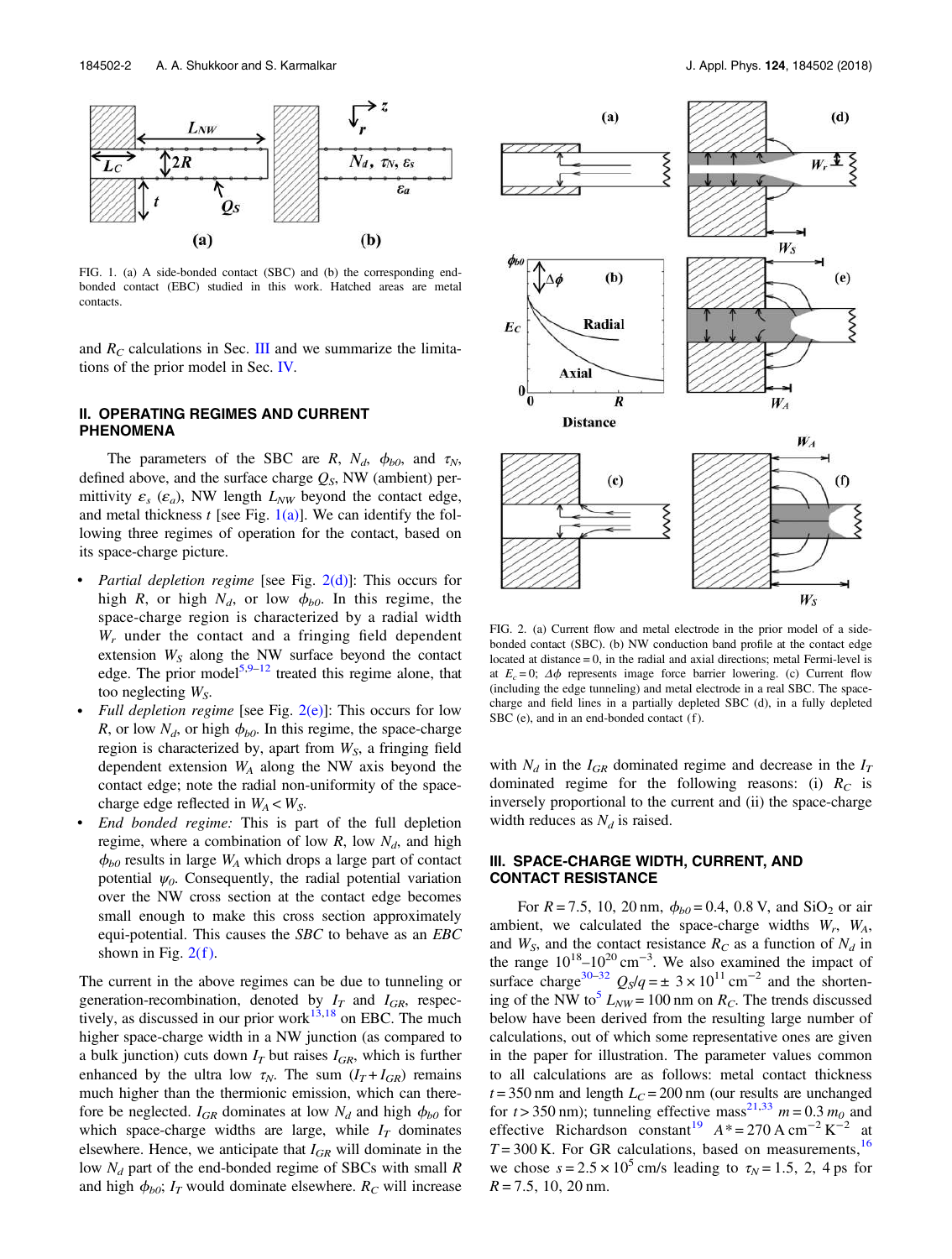FIG. 1. (a) A side-bonded contact (SBC) and (b) the corresponding end-bonded contact (EBC) studied in this work. Hatched areas are metal contacts.

and $R_C$ calculations in Sec. III and we summarize the limitations of the prior model in Sec. IV.

## II. OPERATING REGIMES AND CURRENT PHENOMENA

The parameters of the SBC are $R$, $N_d$, $\phi_{b0}$, and $\tau_N$, defined above, and the surface charge $Q_S$, NW (ambient) permittivity $\varepsilon_s$ ($\varepsilon_a$), NW length $L_{NW}$ beyond the contact edge, and metal thickness $t$ [see Fig. 1(a)]. We can identify the following three regimes of operation for the contact, based on its space-charge picture.

- *Partial depletion regime* [see Fig. 2(d)]: This occurs for high $R$, or high $N_d$, or low $\phi_{b0}$. In this regime, the space-charge region is characterized by a radial width $W_r$ under the contact and a fringing field dependent extension $W_S$ along the NW surface beyond the contact edge. The prior model[5,9–12] treated this regime alone, that too neglecting $W_S$.
- *Full depletion regime* [see Fig. 2(e)]: This occurs for low $R$, or low $N_d$, or high $\phi_{b0}$. In this regime, the space-charge region is characterized by, apart from $W_S$, a fringing field dependent extension $W_A$ along the NW axis beyond the contact edge; note the radial non-uniformity of the space-charge edge reflected in $W_A < W_S$.
- *End bonded regime:* This is part of the full depletion regime, where a combination of low $R$, low $N_d$, and high $\phi_{b0}$ results in large $W_A$ which drops a large part of contact potential $\psi_0$. Consequently, the radial potential variation over the NW cross section at the contact edge becomes small enough to make this cross section approximately equi-potential. This causes the *SBC* to behave as an *EBC* shown in Fig. 2(f).

The current in the above regimes can be due to tunneling or generation-recombination, denoted by $I_T$ and $I_{GR}$, respectively, as discussed in our prior work[13,18] on EBC. The much higher space-charge width in a NW junction (as compared to a bulk junction) cuts down $I_T$ but raises $I_{GR}$, which is further enhanced by the ultra low $\tau_N$. The sum $(I_T + I_{GR})$ remains much higher than the thermionic emission, which can therefore be neglected. $I_{GR}$ dominates at low $N_d$ and high $\phi_{b0}$ for which space-charge widths are large, while $I_T$ dominates elsewhere. Hence, we anticipate that $I_{GR}$ will dominate in the low $N_d$ part of the end-bonded regime of SBCs with small $R$ and high $\phi_{b0}$; $I_T$ would dominate elsewhere. $R_C$ will increase with $N_d$ in the $I_{GR}$ dominated regime and decrease in the $I_T$ dominated regime for the following reasons: (i) $R_C$ is inversely proportional to the current and (ii) the space-charge width reduces as $N_d$ is raised.

FIG. 2. (a) Current flow and metal electrode in the prior model of a side-bonded contact (SBC). (b) NW conduction band profile at the contact edge located at distance = 0, in the radial and axial directions; metal Fermi-level is at $E_c = 0$; $\Delta\phi$ represents image force barrier lowering. (c) Current flow (including the edge tunneling) and metal electrode in a real SBC. The space-charge and field lines in a partially depleted SBC (d), in a fully depleted SBC (e), and in an end-bonded contact (f).

## III. SPACE-CHARGE WIDTH, CURRENT, AND CONTACT RESISTANCE

For $R = 7.5$, 10, 20 nm, $\phi_{b0} = 0.4$, 0.8 V, and $SiO_2$ or air ambient, we calculated the space-charge widths $W_r$, $W_A$, and $W_S$, and the contact resistance $R_C$ as a function of $N_d$ in the range $10^{18}$–$10^{20}$ cm$^{-3}$. We also examined the impact of surface charge[30–32] $Q_S/q = \pm\ 3 \times 10^{11}$ cm$^{-2}$ and the shortening of the NW to[5] $L_{NW} = 100$ nm on $R_C$. The trends discussed below have been derived from the resulting large number of calculations, out of which some representative ones are given in the paper for illustration. The parameter values common to all calculations are as follows: metal contact thickness $t = 350$ nm and length $L_C = 200$ nm (our results are unchanged for $t > 350$ nm); tunneling effective mass[21,33] $m = 0.3\, m_0$ and effective Richardson constant[19] $A^* = 270$ A cm$^{-2}$ K$^{-2}$ at $T = 300$ K. For GR calculations, based on measurements,[16] we chose $s = 2.5 \times 10^5$ cm/s leading to $\tau_N = 1.5$, 2, 4 ps for $R = 7.5$, 10, 20 nm.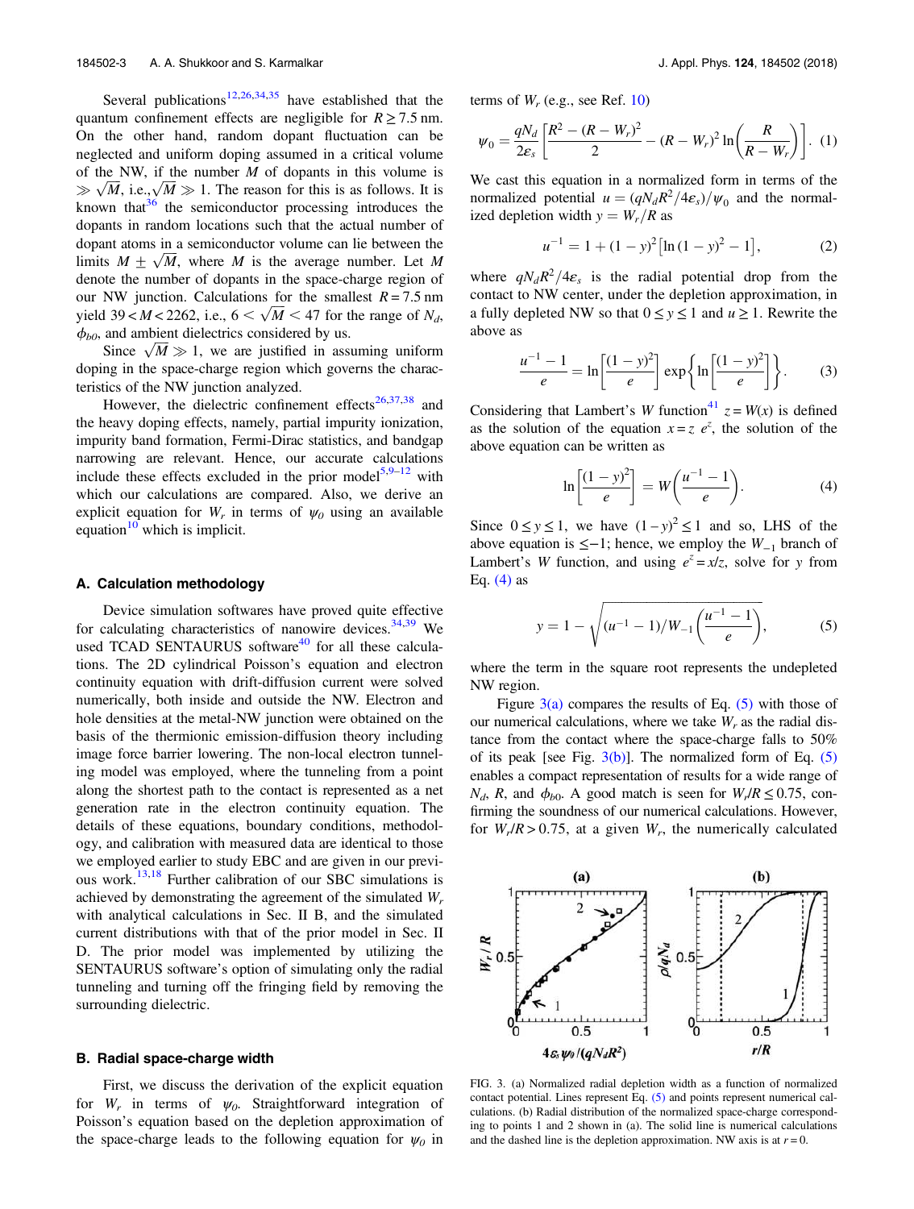Several publications[12,26,34,35] have established that the quantum confinement effects are negligible for $R \geq 7.5$ nm. On the other hand, random dopant fluctuation can be neglected and uniform doping assumed in a critical volume of the NW, if the number $M$ of dopants in this volume is $\gg \sqrt{M}$, i.e., $\sqrt{M} \gg 1$. The reason for this is as follows. It is known that[36] the semiconductor processing introduces the dopants in random locations such that the actual number of dopant atoms in a semiconductor volume can lie between the limits $M \pm \sqrt{M}$, where $M$ is the average number. Let $M$ denote the number of dopants in the space-charge region of our NW junction. Calculations for the smallest $R = 7.5$ nm yield $39 < M < 2262$, i.e., $6 < \sqrt{M} < 47$ for the range of $N_d$, $\phi_{b0}$, and ambient dielectrics considered by us.

Since $\sqrt{M} \gg 1$, we are justified in assuming uniform doping in the space-charge region which governs the characteristics of the NW junction analyzed.

However, the dielectric confinement effects[26,37,38] and the heavy doping effects, namely, partial impurity ionization, impurity band formation, Fermi-Dirac statistics, and bandgap narrowing are relevant. Hence, our accurate calculations include these effects excluded in the prior model[5,9–12] with which our calculations are compared. Also, we derive an explicit equation for $W_r$ in terms of $\psi_0$ using an available equation[10] which is implicit.

### A. Calculation methodology

Device simulation softwares have proved quite effective for calculating characteristics of nanowire devices.[34,39] We used TCAD SENTAURUS software[40] for all these calculations. The 2D cylindrical Poisson's equation and electron continuity equation with drift-diffusion current were solved numerically, both inside and outside the NW. Electron and hole densities at the metal-NW junction were obtained on the basis of the thermionic emission-diffusion theory including image force barrier lowering. The non-local electron tunneling model was employed, where the tunneling from a point along the shortest path to the contact is represented as a net generation rate in the electron continuity equation. The details of these equations, boundary conditions, methodology, and calibration with measured data are identical to those we employed earlier to study EBC and are given in our previous work.[13,18] Further calibration of our SBC simulations is achieved by demonstrating the agreement of the simulated $W_r$ with analytical calculations in Sec. II B, and the simulated current distributions with that of the prior model in Sec. II D. The prior model was implemented by utilizing the SENTAURUS software's option of simulating only the radial tunneling and turning off the fringing field by removing the surrounding dielectric.

### B. Radial space-charge width

First, we discuss the derivation of the explicit equation for $W_r$ in terms of $\psi_0$. Straightforward integration of Poisson's equation based on the depletion approximation of the space-charge leads to the following equation for $\psi_0$ in terms of $W_r$ (e.g., see Ref. 10)

$$\psi_0 = \frac{qN_d}{2\varepsilon_s}\left[\frac{R^2 - (R - W_r)^2}{2} - (R - W_r)^2 \ln\left(\frac{R}{R - W_r}\right)\right]. \quad (1)$$

We cast this equation in a normalized form in terms of the normalized potential $u = (qN_dR^2/4\varepsilon_s)/\psi_0$ and the normalized depletion width $y = W_r/R$ as

$$u^{-1} = 1 + (1 - y)^2\left[\ln(1 - y)^2 - 1\right], \quad (2)$$

where $qN_dR^2/4\varepsilon_s$ is the radial potential drop from the contact to NW center, under the depletion approximation, in a fully depleted NW so that $0 \leq y \leq 1$ and $u \geq 1$. Rewrite the above as

$$\frac{u^{-1} - 1}{e} = \ln\left[\frac{(1 - y)^2}{e}\right] \exp\left\{\ln\left[\frac{(1 - y)^2}{e}\right]\right\}. \quad (3)$$

Considering that Lambert's $W$ function[41] $z = W(x)$ is defined as the solution of the equation $x = z\ e^z$, the solution of the above equation can be written as

$$\ln\left[\frac{(1 - y)^2}{e}\right] = W\left(\frac{u^{-1} - 1}{e}\right). \quad (4)$$

Since $0 \leq y \leq 1$, we have $(1 - y)^2 \leq 1$ and so, LHS of the above equation is $\leq -1$; hence, we employ the $W_{-1}$ branch of Lambert's $W$ function, and using $e^z = x/z$, solve for $y$ from Eq. (4) as

$$y = 1 - \sqrt{(u^{-1} - 1)/W_{-1}\left(\frac{u^{-1} - 1}{e}\right)}, \quad (5)$$

where the term in the square root represents the undepleted NW region.

Figure 3(a) compares the results of Eq. (5) with those of our numerical calculations, where we take $W_r$ as the radial distance from the contact where the space-charge falls to 50% of its peak [see Fig. 3(b)]. The normalized form of Eq. (5) enables a compact representation of results for a wide range of $N_d$, $R$, and $\phi_{b0}$. A good match is seen for $W_r/R \leq 0.75$, confirming the soundness of our numerical calculations. However, for $W_r/R > 0.75$, at a given $W_r$, the numerically calculated

FIG. 3. (a) Normalized radial depletion width as a function of normalized contact potential. Lines represent Eq. (5) and points represent numerical calculations. (b) Radial distribution of the normalized space-charge corresponding to points 1 and 2 shown in (a). The solid line is numerical calculations and the dashed line is the depletion approximation. NW axis is at $r = 0$.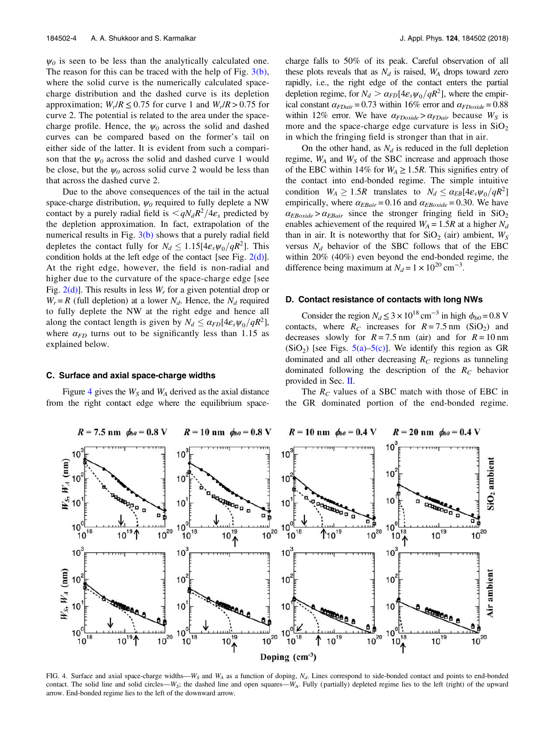$\psi_0$ is seen to be less than the analytically calculated one. The reason for this can be traced with the help of Fig. 3(b), where the solid curve is the numerically calculated space-charge distribution and the dashed curve is its depletion approximation; $W_r/R \leq 0.75$ for curve 1 and $W_r/R > 0.75$ for curve 2. The potential is related to the area under the space-charge profile. Hence, the $\psi_0$ across the solid and dashed curves can be compared based on the former's tail on either side of the latter. It is evident from such a comparison that the $\psi_0$ across the solid and dashed curve 1 would be close, but the $\psi_0$ across solid curve 2 would be less than that across the dashed curve 2.

Due to the above consequences of the tail in the actual space-charge distribution, $\psi_0$ required to fully deplete a NW contact by a purely radial field is $< qN_dR^2/4\varepsilon_s$ predicted by the depletion approximation. In fact, extrapolation of the numerical results in Fig. 3(b) shows that a purely radial field depletes the contact fully for $N_d \leq 1.15[4\varepsilon_s\psi_0/qR^2]$. This condition holds at the left edge of the contact [see Fig. 2(d)]. At the right edge, however, the field is non-radial and higher due to the curvature of the space-charge edge [see Fig. 2(d)]. This results in less $W_r$ for a given potential drop or $W_r = R$ (full depletion) at a lower $N_d$. Hence, the $N_d$ required to fully deplete the NW at the right edge and hence all along the contact length is given by $N_d \leq \alpha_{FD}[4\varepsilon_s\psi_0/qR^2]$, where $\alpha_{FD}$ turns out to be significantly less than 1.15 as explained below.

### C. Surface and axial space-charge widths

Figure 4 gives the $W_S$ and $W_A$ derived as the axial distance from the right contact edge where the equilibrium space-charge falls to 50% of its peak. Careful observation of all these plots reveals that as $N_d$ is raised, $W_A$ drops toward zero rapidly, i.e., the right edge of the contact enters the partial depletion regime, for $N_d > \alpha_{FD}[4\varepsilon_s\psi_0/qR^2]$, where the empirical constant $\alpha_{FDair} = 0.73$ within 16% error and $\alpha_{FDoxide} = 0.88$ within 12% error. We have $\alpha_{FDoxide} > \alpha_{FDair}$ because $W_S$ is more and the space-charge edge curvature is less in $SiO_2$ in which the fringing field is stronger than that in air.

On the other hand, as $N_d$ is reduced in the full depletion regime, $W_A$ and $W_S$ of the SBC increase and approach those of the EBC within 14% for $W_A \geq 1.5R$. This signifies entry of the contact into end-bonded regime. The simple intuitive condition $W_A \geq 1.5R$ translates to $N_d \leq \alpha_{EB}[4\varepsilon_s\psi_0/qR^2]$ empirically, where $\alpha_{EBair} = 0.16$ and $\alpha_{EBoxide} = 0.30$. We have $\alpha_{EBoxide} > \alpha_{EBair}$ since the stronger fringing field in $SiO_2$ enables achievement of the required $W_A = 1.5R$ at a higher $N_d$ than in air. It is noteworthy that for $SiO_2$ (air) ambient, $W_S$ versus $N_d$ behavior of the SBC follows that of the EBC within 20% (40%) even beyond the end-bonded regime, the difference being maximum at $N_d = 1 \times 10^{20}\ \mathrm{cm^{-3}}$.

### D. Contact resistance of contacts with long NWs

Consider the region $N_d \leq 3 \times 10^{18}\ \mathrm{cm^{-3}}$ in high $\phi_{b0} = 0.8$ V contacts, where $R_C$ increases for $R = 7.5$ nm ($SiO_2$) and decreases slowly for $R = 7.5$ nm (air) and for $R = 10$ nm ($SiO_2$) [see Figs. 5(a)–5(c)]. We identify this region as GR dominated and all other decreasing $R_C$ regions as tunneling dominated following the description of the $R_C$ behavior provided in Sec. II.

The $R_C$ values of a SBC match with those of EBC in the GR dominated portion of the end-bonded regime.

FIG. 4. Surface and axial space-charge widths—$W_S$ and $W_A$ as a function of doping, $N_d$. Lines correspond to side-bonded contact and points to end-bonded contact. The solid line and solid circles—$W_S$; the dashed line and open squares—$W_A$. Fully (partially) depleted regime lies to the left (right) of the upward arrow. End-bonded regime lies to the left of the downward arrow.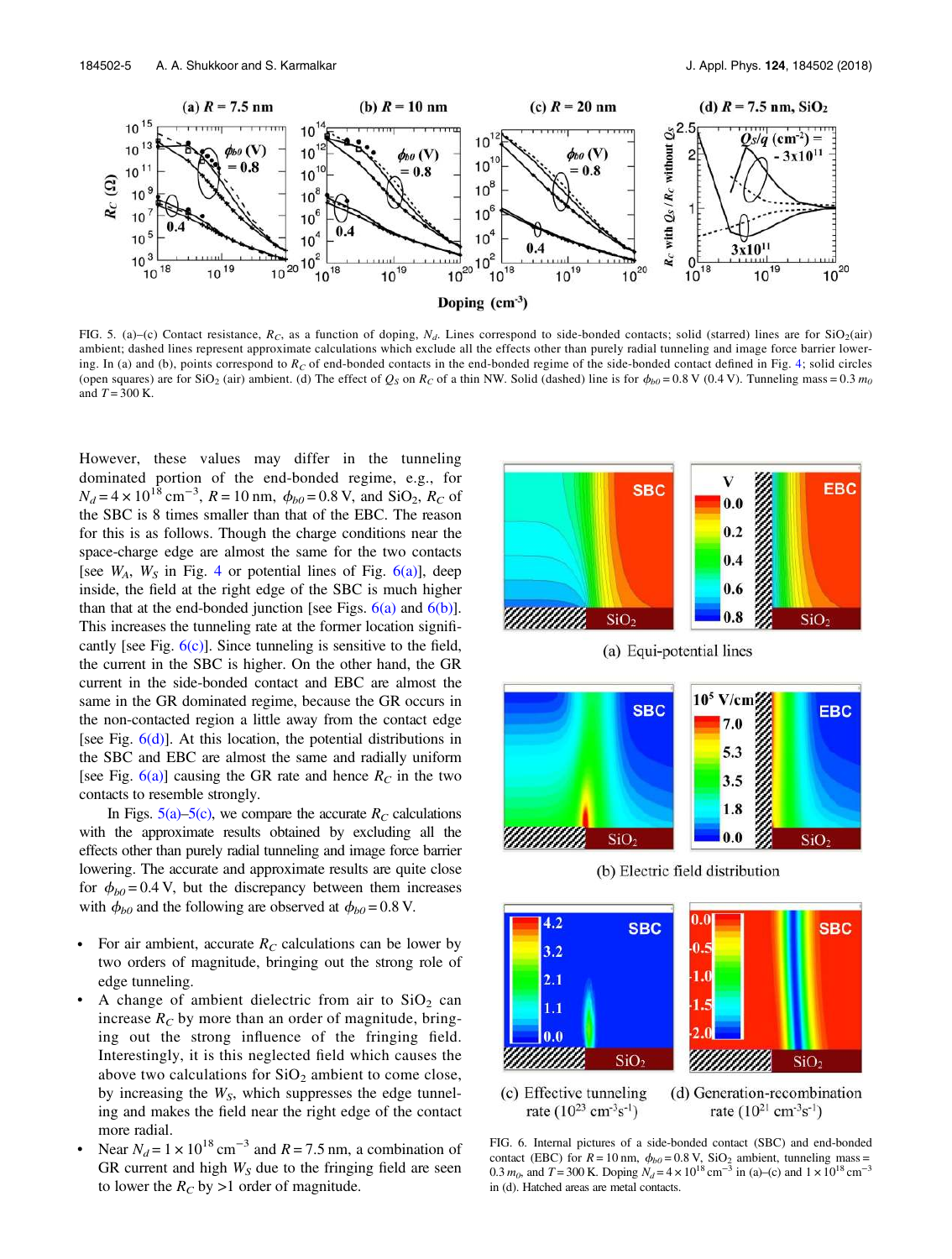FIG. 5. (a)–(c) Contact resistance, $R_C$, as a function of doping, $N_d$. Lines correspond to side-bonded contacts; solid (starred) lines are for $SiO_2$(air) ambient; dashed lines represent approximate calculations which exclude all the effects other than purely radial tunneling and image force barrier lowering. In (a) and (b), points correspond to $R_C$ of end-bonded contacts in the end-bonded regime of the side-bonded contact defined in Fig. 4; solid circles (open squares) are for $SiO_2$ (air) ambient. (d) The effect of $Q_S$ on $R_C$ of a thin NW. Solid (dashed) line is for $\phi_{b0} = 0.8$ V (0.4 V). Tunneling mass = 0.3 $m_0$ and $T = 300$ K.

However, these values may differ in the tunneling dominated portion of the end-bonded regime, e.g., for $N_d = 4 \times 10^{18}$ cm$^{-3}$, $R = 10$ nm, $\phi_{b0} = 0.8$ V, and $SiO_2$, $R_C$ of the SBC is 8 times smaller than that of the EBC. The reason for this is as follows. Though the charge conditions near the space-charge edge are almost the same for the two contacts [see $W_A$, $W_S$ in Fig. 4 or potential lines of Fig. 6(a)], deep inside, the field at the right edge of the SBC is much higher than that at the end-bonded junction [see Figs. 6(a) and 6(b)]. This increases the tunneling rate at the former location significantly [see Fig. 6(c)]. Since tunneling is sensitive to the field, the current in the SBC is higher. On the other hand, the GR current in the side-bonded contact and EBC are almost the same in the GR dominated regime, because the GR occurs in the non-contacted region a little away from the contact edge [see Fig. 6(d)]. At this location, the potential distributions in the SBC and EBC are almost the same and radially uniform [see Fig. 6(a)] causing the GR rate and hence $R_C$ in the two contacts to resemble strongly.

In Figs. 5(a)–5(c), we compare the accurate $R_C$ calculations with the approximate results obtained by excluding all the effects other than purely radial tunneling and image force barrier lowering. The accurate and approximate results are quite close for $\phi_{b0} = 0.4$ V, but the discrepancy between them increases with $\phi_{b0}$ and the following are observed at $\phi_{b0} = 0.8$ V.

- For air ambient, accurate $R_C$ calculations can be lower by two orders of magnitude, bringing out the strong role of edge tunneling.
- A change of ambient dielectric from air to $SiO_2$ can increase $R_C$ by more than an order of magnitude, bringing out the strong influence of the fringing field. Interestingly, it is this neglected field which causes the above two calculations for $SiO_2$ ambient to come close, by increasing the $W_S$, which suppresses the edge tunneling and makes the field near the right edge of the contact more radial.
- Near $N_d = 1 \times 10^{18}$ cm$^{-3}$ and $R = 7.5$ nm, a combination of GR current and high $W_S$ due to the fringing field are seen to lower the $R_C$ by >1 order of magnitude.

FIG. 6. Internal pictures of a side-bonded contact (SBC) and end-bonded contact (EBC) for $R = 10$ nm, $\phi_{b0} = 0.8$ V, $SiO_2$ ambient, tunneling mass = 0.3 $m_0$, and $T = 300$ K. Doping $N_d = 4 \times 10^{18}$ cm$^{-3}$ in (a)–(c) and $1 \times 10^{18}$ cm$^{-3}$ in (d). Hatched areas are metal contacts.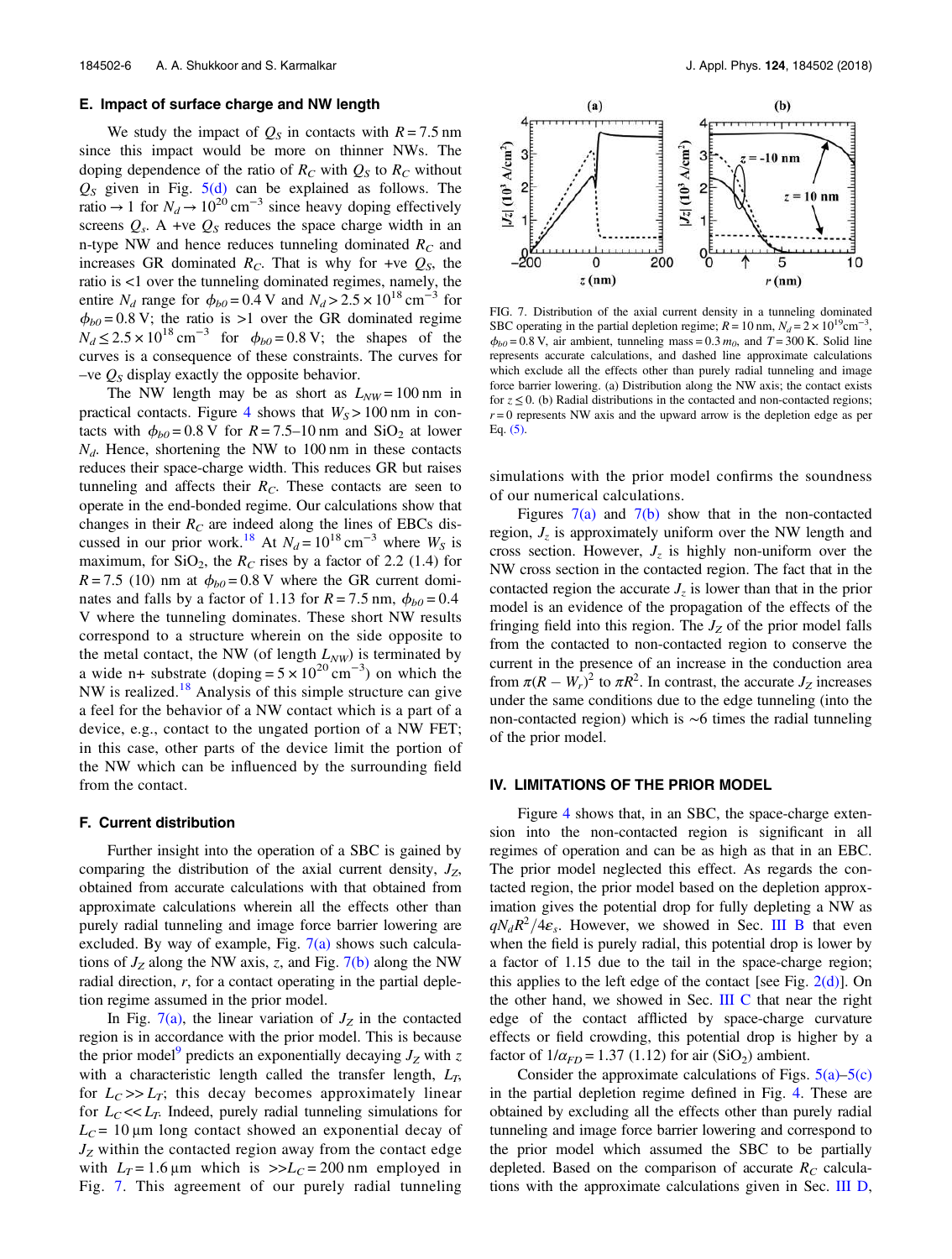### E. Impact of surface charge and NW length

We study the impact of $Q_S$ in contacts with $R = 7.5$ nm since this impact would be more on thinner NWs. The doping dependence of the ratio of $R_C$ with $Q_S$ to $R_C$ without $Q_S$ given in Fig. 5(d) can be explained as follows. The ratio → 1 for $N_d \rightarrow 10^{20}$ cm$^{-3}$ since heavy doping effectively screens $Q_s$. A +ve $Q_S$ reduces the space charge width in an n-type NW and hence reduces tunneling dominated $R_C$ and increases GR dominated $R_C$. That is why for +ve $Q_S$, the ratio is <1 over the tunneling dominated regimes, namely, the entire $N_d$ range for $\phi_{b0} = 0.4$ V and $N_d > 2.5 \times 10^{18}$ cm$^{-3}$ for $\phi_{b0} = 0.8$ V; the ratio is >1 over the GR dominated regime $N_d \leq 2.5 \times 10^{18}$ cm$^{-3}$ for $\phi_{b0} = 0.8$ V; the shapes of the curves is a consequence of these constraints. The curves for –ve $Q_S$ display exactly the opposite behavior.

The NW length may be as short as $L_{NW} = 100$ nm in practical contacts. Figure 4 shows that $W_S > 100$ nm in contacts with $\phi_{b0} = 0.8$ V for $R = 7.5$–10 nm and $SiO_2$ at lower $N_d$. Hence, shortening the NW to 100 nm in these contacts reduces their space-charge width. This reduces GR but raises tunneling and affects their $R_C$. These contacts are seen to operate in the end-bonded regime. Our calculations show that changes in their $R_C$ are indeed along the lines of EBCs discussed in our prior work.[18] At $N_d = 10^{18}$ cm$^{-3}$ where $W_S$ is maximum, for $SiO_2$, the $R_C$ rises by a factor of 2.2 (1.4) for $R = 7.5$ (10) nm at $\phi_{b0} = 0.8$ V where the GR current dominates and falls by a factor of 1.13 for $R = 7.5$ nm, $\phi_{b0} = 0.4$ V where the tunneling dominates. These short NW results correspond to a structure wherein on the side opposite to the metal contact, the NW (of length $L_{NW}$) is terminated by a wide n+ substrate (doping = $5 \times 10^{20}$ cm$^{-3}$) on which the NW is realized.[18] Analysis of this simple structure can give a feel for the behavior of a NW contact which is a part of a device, e.g., contact to the ungated portion of a NW FET; in this case, other parts of the device limit the portion of the NW which can be influenced by the surrounding field from the contact.

### F. Current distribution

Further insight into the operation of a SBC is gained by comparing the distribution of the axial current density, $J_Z$, obtained from accurate calculations with that obtained from approximate calculations wherein all the effects other than purely radial tunneling and image force barrier lowering are excluded. By way of example, Fig. 7(a) shows such calculations of $J_Z$ along the NW axis, $z$, and Fig. 7(b) along the NW radial direction, $r$, for a contact operating in the partial depletion regime assumed in the prior model.

In Fig. 7(a), the linear variation of $J_Z$ in the contacted region is in accordance with the prior model. This is because the prior model[9] predicts an exponentially decaying $J_Z$ with $z$ with a characteristic length called the transfer length, $L_T$, for $L_C >> L_T$; this decay becomes approximately linear for $L_C << L_T$. Indeed, purely radial tunneling simulations for $L_C = 10\,\mu$m long contact showed an exponential decay of $J_Z$ within the contacted region away from the contact edge with $L_T = 1.6\,\mu$m which is $>> L_C = 200$ nm employed in Fig. 7. This agreement of our purely radial tunneling simulations with the prior model confirms the soundness of our numerical calculations.

FIG. 7. Distribution of the axial current density in a tunneling dominated SBC operating in the partial depletion regime; $R = 10$ nm, $N_d = 2 \times 10^{19}$cm$^{-3}$, $\phi_{b0} = 0.8$ V, air ambient, tunneling mass = $0.3\,m_0$, and $T = 300$ K. Solid line represents accurate calculations, and dashed line approximate calculations which exclude all the effects other than purely radial tunneling and image force barrier lowering. (a) Distribution along the NW axis; the contact exists for $z \leq 0$. (b) Radial distributions in the contacted and non-contacted regions; $r = 0$ represents NW axis and the upward arrow is the depletion edge as per Eq. (5).

Figures 7(a) and 7(b) show that in the non-contacted region, $J_z$ is approximately uniform over the NW length and cross section. However, $J_z$ is highly non-uniform over the NW cross section in the contacted region. The fact that in the contacted region the accurate $J_z$ is lower than that in the prior model is an evidence of the propagation of the effects of the fringing field into this region. The $J_Z$ of the prior model falls from the contacted to non-contacted region to conserve the current in the presence of an increase in the conduction area from $\pi(R - W_r)^2$ to $\pi R^2$. In contrast, the accurate $J_Z$ increases under the same conditions due to the edge tunneling (into the non-contacted region) which is ~6 times the radial tunneling of the prior model.

## IV. LIMITATIONS OF THE PRIOR MODEL

Figure 4 shows that, in an SBC, the space-charge extension into the non-contacted region is significant in all regimes of operation and can be as high as that in an EBC. The prior model neglected this effect. As regards the contacted region, the prior model based on the depletion approximation gives the potential drop for fully depleting a NW as $qN_dR^2/4\varepsilon_s$. However, we showed in Sec. III B that even when the field is purely radial, this potential drop is lower by a factor of 1.15 due to the tail in the space-charge region; this applies to the left edge of the contact [see Fig. 2(d)]. On the other hand, we showed in Sec. III C that near the right edge of the contact afflicted by space-charge curvature effects or field crowding, this potential drop is higher by a factor of $1/\alpha_{FD} = 1.37$ (1.12) for air ($SiO_2$) ambient.

Consider the approximate calculations of Figs. 5(a)–5(c) in the partial depletion regime defined in Fig. 4. These are obtained by excluding all the effects other than purely radial tunneling and image force barrier lowering and correspond to the prior model which assumed the SBC to be partially depleted. Based on the comparison of accurate $R_C$ calculations with the approximate calculations given in Sec. III D,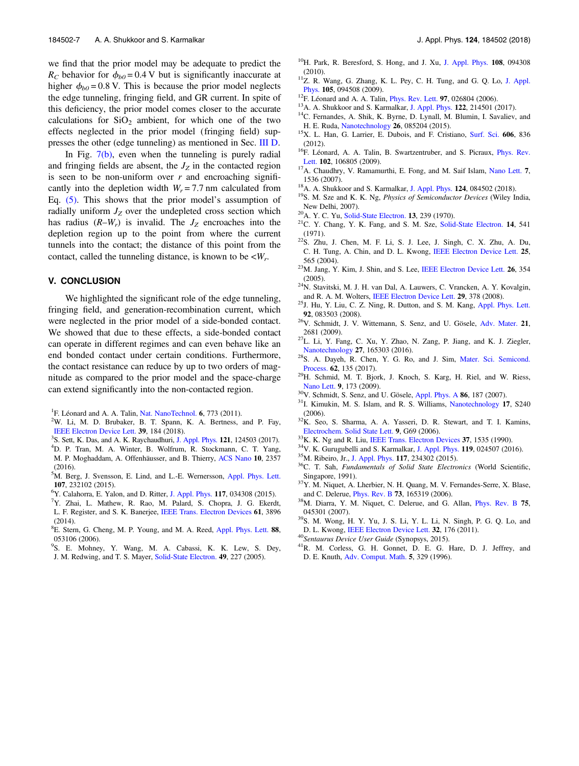we find that the prior model may be adequate to predict the $R_C$ behavior for $\phi_{b0} = 0.4$ V but is significantly inaccurate at higher $\phi_{b0} = 0.8$ V. This is because the prior model neglects the edge tunneling, fringing field, and GR current. In spite of this deficiency, the prior model comes closer to the accurate calculations for $SiO_2$ ambient, for which one of the two effects neglected in the prior model (fringing field) suppresses the other (edge tunneling) as mentioned in Sec. III D.

In Fig. 7(b), even when the tunneling is purely radial and fringing fields are absent, the $J_Z$ in the contacted region is seen to be non-uniform over $r$ and encroaching significantly into the depletion width $W_r = 7.7$ nm calculated from Eq. (5). This shows that the prior model's assumption of radially uniform $J_Z$ over the undepleted cross section which has radius ($R$–$W_r$) is invalid. The $J_Z$ encroaches into the depletion region up to the point from where the current tunnels into the contact; the distance of this point from the contact, called the tunneling distance, is known to be $<W_r$.

## V. CONCLUSION

We highlighted the significant role of the edge tunneling, fringing field, and generation-recombination current, which were neglected in the prior model of a side-bonded contact. We showed that due to these effects, a side-bonded contact can operate in different regimes and can even behave like an end bonded contact under certain conditions. Furthermore, the contact resistance can reduce by up to two orders of magnitude as compared to the prior model and the space-charge can extend significantly into the non-contacted region.

[1] F. Léonard and A. A. Talin, Nat. NanoTechnol. **6**, 773 (2011).
[2] W. Li, M. D. Brubaker, B. T. Spann, K. A. Bertness, and P. Fay, IEEE Electron Device Lett. **39**, 184 (2018).
[3] S. Sett, K. Das, and A. K. Raychaudhuri, J. Appl. Phys. **121**, 124503 (2017).
[4] D. P. Tran, M. A. Winter, B. Wolfrum, R. Stockmann, C. T. Yang, M. P. Moghaddam, A. Offenhäusser, and B. Thierry, ACS Nano **10**, 2357 (2016).
[5] M. Berg, J. Svensson, E. Lind, and L.-E. Wernersson, Appl. Phys. Lett. **107**, 232102 (2015).
[6] Y. Calahorra, E. Yalon, and D. Ritter, J. Appl. Phys. **117**, 034308 (2015).
[7] Y. Zhai, L. Mathew, R. Rao, M. Palard, S. Chopra, J. G. Ekerdt, L. F. Register, and S. K. Banerjee, IEEE Trans. Electron Devices **61**, 3896 (2014).
[8] E. Stern, G. Cheng, M. P. Young, and M. A. Reed, Appl. Phys. Lett. **88**, 053106 (2006).
[9] S. E. Mohney, Y. Wang, M. A. Cabassi, K. K. Lew, S. Dey, J. M. Redwing, and T. S. Mayer, Solid-State Electron. **49**, 227 (2005).
[10] H. Park, R. Beresford, S. Hong, and J. Xu, J. Appl. Phys. **108**, 094308 (2010).
[11] Z. R. Wang, G. Zhang, K. L. Pey, C. H. Tung, and G. Q. Lo, J. Appl. Phys. **105**, 094508 (2009).
[12] F. Léonard and A. A. Talin, Phys. Rev. Lett. **97**, 026804 (2006).
[13] A. A. Shukkoor and S. Karmalkar, J. Appl. Phys. **122**, 214501 (2017).
[14] C. Fernandes, A. Shik, K. Byrne, D. Lynall, M. Blumin, I. Savaliev, and H. E. Ruda, Nanotechnology **26**, 085204 (2015).
[15] X. L. Han, G. Larrier, E. Dubois, and F. Cristiano, Surf. Sci. **606**, 836 (2012).
[16] F. Léonard, A. A. Talin, B. Swartzentruber, and S. Picraux, Phys. Rev. Lett. **102**, 106805 (2009).
[17] A. Chaudhry, V. Ramamurthi, E. Fong, and M. Saif Islam, Nano Lett. **7**, 1536 (2007).
[18] A. A. Shukkoor and S. Karmalkar, J. Appl. Phys. **124**, 084502 (2018).
[19] S. M. Sze and K. K. Ng, *Physics of Semiconductor Devices* (Wiley India, New Delhi, 2007).
[20] A. Y. C. Yu, Solid-State Electron. **13**, 239 (1970).
[21] C. Y. Chang, Y. K. Fang, and S. M. Sze, Solid-State Electron. **14**, 541 (1971).
[22] S. Zhu, J. Chen, M. F. Li, S. J. Lee, J. Singh, C. X. Zhu, A. Du, C. H. Tung, A. Chin, and D. L. Kwong, IEEE Electron Device Lett. **25**, 565 (2004).
[23] M. Jang, Y. Kim, J. Shin, and S. Lee, IEEE Electron Device Lett. **26**, 354 (2005).
[24] N. Stavitski, M. J. H. van Dal, A. Lauwers, C. Vrancken, A. Y. Kovalgin, and R. A. M. Wolters, IEEE Electron Device Lett. **29**, 378 (2008).
[25] J. Hu, Y. Liu, C. Z. Ning, R. Dutton, and S. M. Kang, Appl. Phys. Lett. **92**, 083503 (2008).
[26] V. Schmidt, J. V. Wittemann, S. Senz, and U. Gösele, Adv. Mater. **21**, 2681 (2009).
[27] L. Li, Y. Fang, C. Xu, Y. Zhao, N. Zang, P. Jiang, and K. J. Ziegler, Nanotechnology **27**, 165303 (2016).
[28] S. A. Dayeh, R. Chen, Y. G. Ro, and J. Sim, Mater. Sci. Semicond. Process. **62**, 135 (2017).
[29] H. Schmid, M. T. Bjork, J. Knoch, S. Karg, H. Riel, and W. Riess, Nano Lett. **9**, 173 (2009).
[30] V. Schmidt, S. Senz, and U. Gösele, Appl. Phys. A **86**, 187 (2007).
[31] I. Kimukin, M. S. Islam, and R. S. Williams, Nanotechnology **17**, S240 (2006).
[32] K. Seo, S. Sharma, A. A. Yasseri, D. R. Stewart, and T. I. Kamins, Electrochem. Solid State Lett. **9**, G69 (2006).
[33] K. K. Ng and R. Liu, IEEE Trans. Electron Devices **37**, 1535 (1990).
[34] V. K. Gurugubelli and S. Karmalkar, J. Appl. Phys. **119**, 024507 (2016).
[35] M. Ribeiro, Jr., J. Appl. Phys. **117**, 234302 (2015).
[36] C. T. Sah, *Fundamentals of Solid State Electronics* (World Scientific, Singapore, 1991).
[37] Y. M. Niquet, A. Lherbier, N. H. Quang, M. V. Fernandes-Serre, X. Blase, and C. Delerue, Phys. Rev. B **73**, 165319 (2006).
[38] M. Diarra, Y. M. Niquet, C. Delerue, and G. Allan, Phys. Rev. B **75**, 045301 (2007).
[39] S. M. Wong, H. Y. Yu, J. S. Li, Y. L. Li, N. Singh, P. G. Q. Lo, and D. L. Kwong, IEEE Electron Device Lett. **32**, 176 (2011).
[40] *Sentaurus Device User Guide* (Synopsys, 2015).
[41] R. M. Corless, G. H. Gonnet, D. E. G. Hare, D. J. Jeffrey, and D. E. Knuth, Adv. Comput. Math. **5**, 329 (1996).